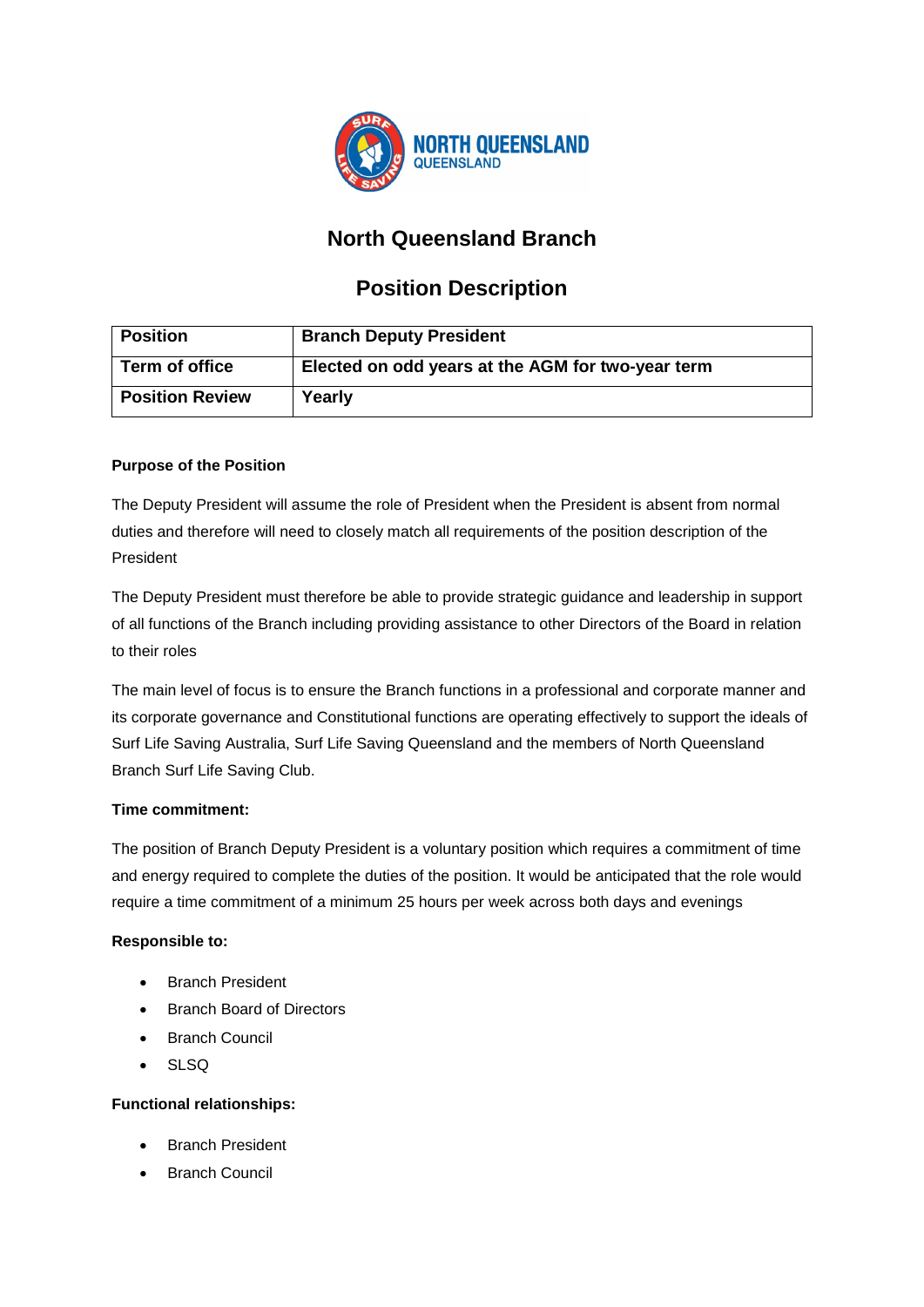# North Queensland Branch

## Position Description

| Position | Branch Deputy President |
|---|---|
| Term of office | Elected on odd years at the AGM for two-year term |
| Position Review | Yearly |

**Purpose of the Position**

The Deputy President will assume the role of President when the President is absent from normal duties and therefore will need to closely match all requirements of the position description of the President

The Deputy President must therefore be able to provide strategic guidance and leadership in support of all functions of the Branch including providing assistance to other Directors of the Board in relation to their roles

The main level of focus is to ensure the Branch functions in a professional and corporate manner and its corporate governance and Constitutional functions are operating effectively to support the ideals of Surf Life Saving Australia, Surf Life Saving Queensland and the members of North Queensland Branch Surf Life Saving Club.

**Time commitment:**

The position of Branch Deputy President is a voluntary position which requires a commitment of time and energy required to complete the duties of the position. It would be anticipated that the role would require a time commitment of a minimum 25 hours per week across both days and evenings

**Responsible to:**

- Branch President
- Branch Board of Directors
- Branch Council
- SLSQ

**Functional relationships:**

- Branch President
- Branch Council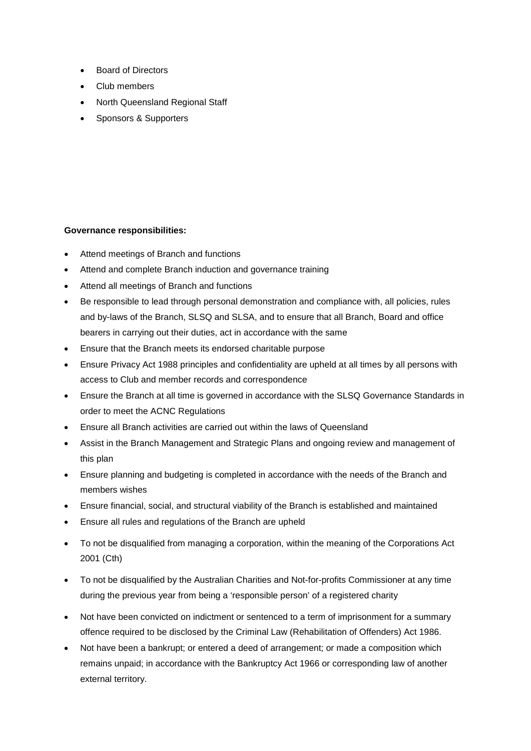- Board of Directors
- Club members
- North Queensland Regional Staff
- Sponsors & Supporters

**Governance responsibilities:**

- Attend meetings of Branch and functions
- Attend and complete Branch induction and governance training
- Attend all meetings of Branch and functions
- Be responsible to lead through personal demonstration and compliance with, all policies, rules and by-laws of the Branch, SLSQ and SLSA, and to ensure that all Branch, Board and office bearers in carrying out their duties, act in accordance with the same
- Ensure that the Branch meets its endorsed charitable purpose
- Ensure Privacy Act 1988 principles and confidentiality are upheld at all times by all persons with access to Club and member records and correspondence
- Ensure the Branch at all time is governed in accordance with the SLSQ Governance Standards in order to meet the ACNC Regulations
- Ensure all Branch activities are carried out within the laws of Queensland
- Assist in the Branch Management and Strategic Plans and ongoing review and management of this plan
- Ensure planning and budgeting is completed in accordance with the needs of the Branch and members wishes
- Ensure financial, social, and structural viability of the Branch is established and maintained
- Ensure all rules and regulations of the Branch are upheld
- To not be disqualified from managing a corporation, within the meaning of the Corporations Act 2001 (Cth)
- To not be disqualified by the Australian Charities and Not-for-profits Commissioner at any time during the previous year from being a 'responsible person' of a registered charity
- Not have been convicted on indictment or sentenced to a term of imprisonment for a summary offence required to be disclosed by the Criminal Law (Rehabilitation of Offenders) Act 1986.
- Not have been a bankrupt; or entered a deed of arrangement; or made a composition which remains unpaid; in accordance with the Bankruptcy Act 1966 or corresponding law of another external territory.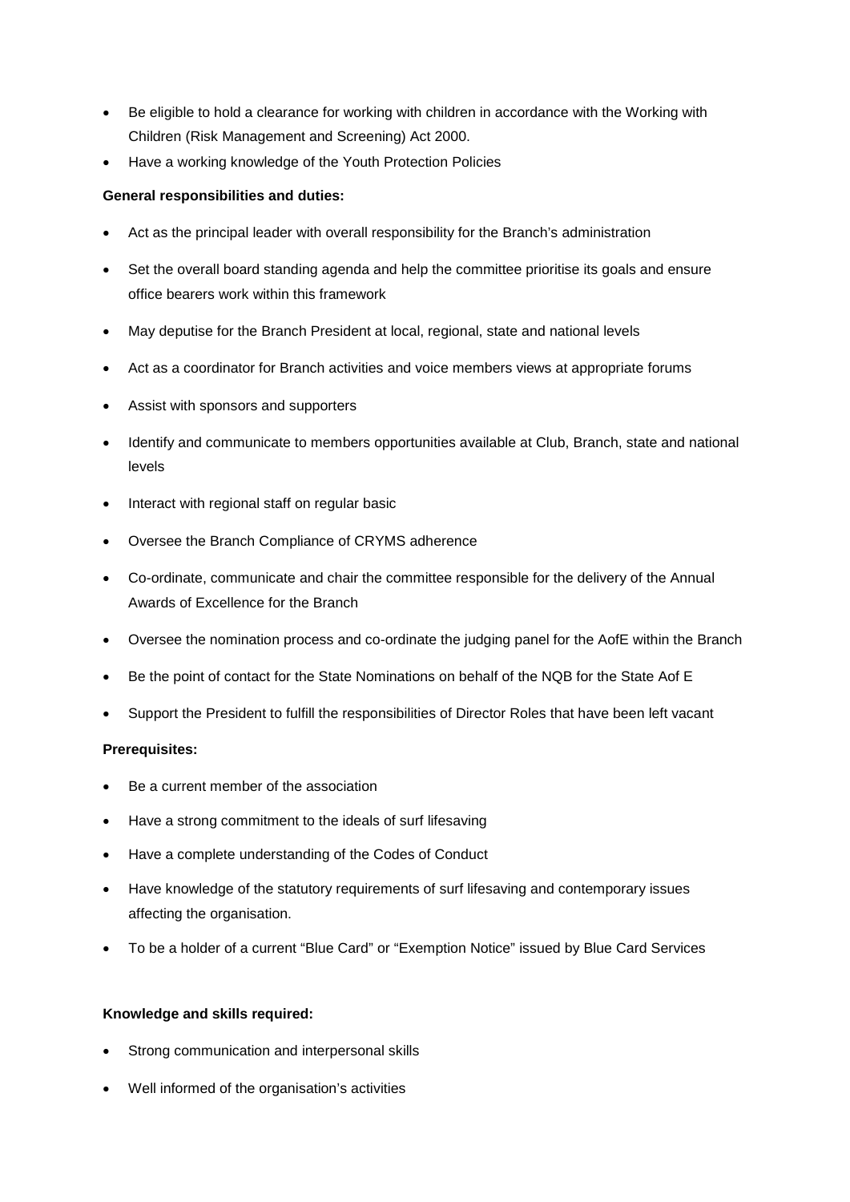- Be eligible to hold a clearance for working with children in accordance with the Working with Children (Risk Management and Screening) Act 2000.
- Have a working knowledge of the Youth Protection Policies

**General responsibilities and duties:**

- Act as the principal leader with overall responsibility for the Branch's administration
- Set the overall board standing agenda and help the committee prioritise its goals and ensure office bearers work within this framework
- May deputise for the Branch President at local, regional, state and national levels
- Act as a coordinator for Branch activities and voice members views at appropriate forums
- Assist with sponsors and supporters
- Identify and communicate to members opportunities available at Club, Branch, state and national levels
- Interact with regional staff on regular basic
- Oversee the Branch Compliance of CRYMS adherence
- Co-ordinate, communicate and chair the committee responsible for the delivery of the Annual Awards of Excellence for the Branch
- Oversee the nomination process and co-ordinate the judging panel for the AofE within the Branch
- Be the point of contact for the State Nominations on behalf of the NQB for the State Aof E
- Support the President to fulfill the responsibilities of Director Roles that have been left vacant

**Prerequisites:**

- Be a current member of the association
- Have a strong commitment to the ideals of surf lifesaving
- Have a complete understanding of the Codes of Conduct
- Have knowledge of the statutory requirements of surf lifesaving and contemporary issues affecting the organisation.
- To be a holder of a current "Blue Card" or "Exemption Notice" issued by Blue Card Services

**Knowledge and skills required:**

- Strong communication and interpersonal skills
- Well informed of the organisation's activities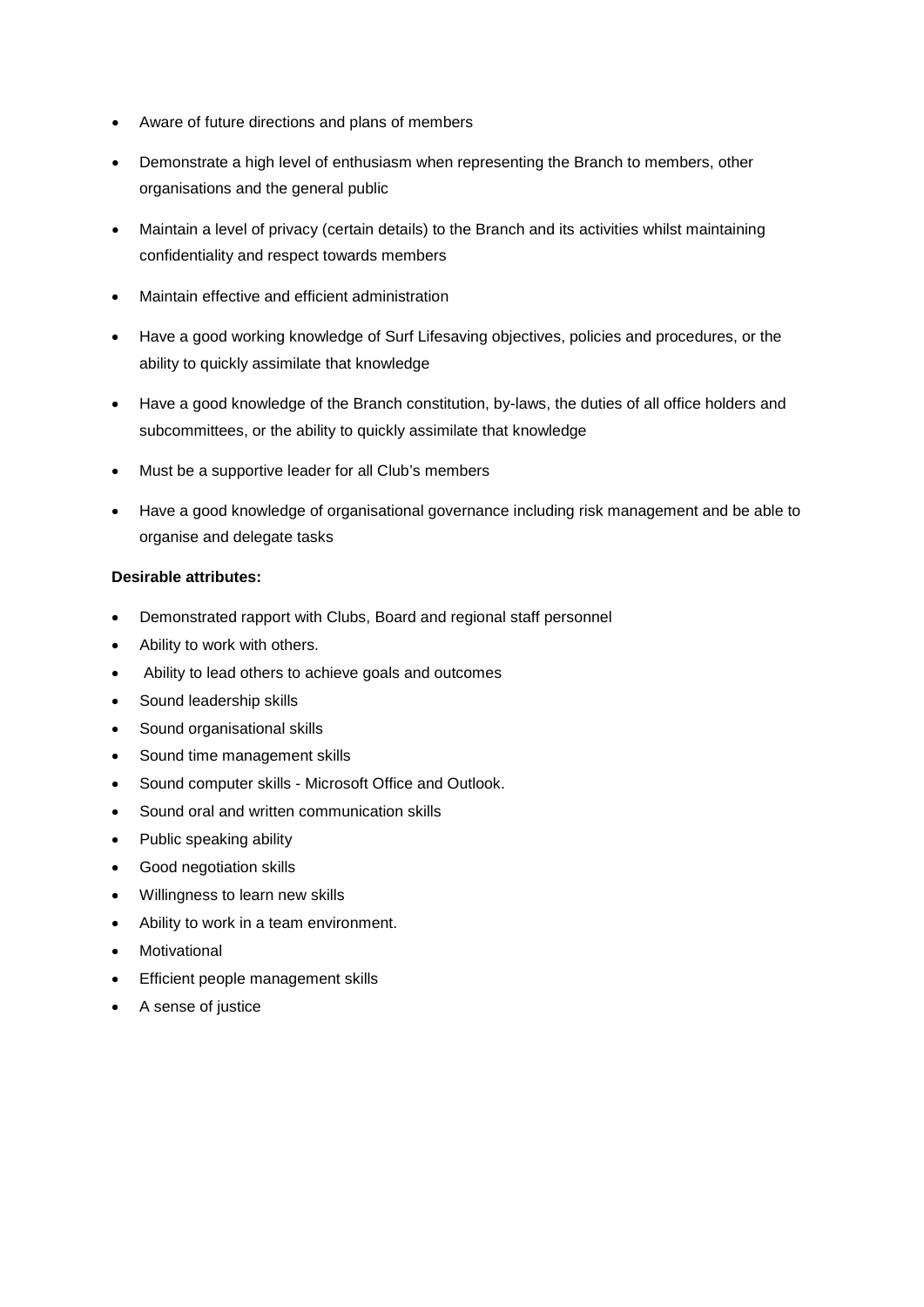- Aware of future directions and plans of members
- Demonstrate a high level of enthusiasm when representing the Branch to members, other organisations and the general public
- Maintain a level of privacy (certain details) to the Branch and its activities whilst maintaining confidentiality and respect towards members
- Maintain effective and efficient administration
- Have a good working knowledge of Surf Lifesaving objectives, policies and procedures, or the ability to quickly assimilate that knowledge
- Have a good knowledge of the Branch constitution, by-laws, the duties of all office holders and subcommittees, or the ability to quickly assimilate that knowledge
- Must be a supportive leader for all Club's members
- Have a good knowledge of organisational governance including risk management and be able to organise and delegate tasks

**Desirable attributes:**

- Demonstrated rapport with Clubs, Board and regional staff personnel
- Ability to work with others.
- Ability to lead others to achieve goals and outcomes
- Sound leadership skills
- Sound organisational skills
- Sound time management skills
- Sound computer skills - Microsoft Office and Outlook.
- Sound oral and written communication skills
- Public speaking ability
- Good negotiation skills
- Willingness to learn new skills
- Ability to work in a team environment.
- Motivational
- Efficient people management skills
- A sense of justice